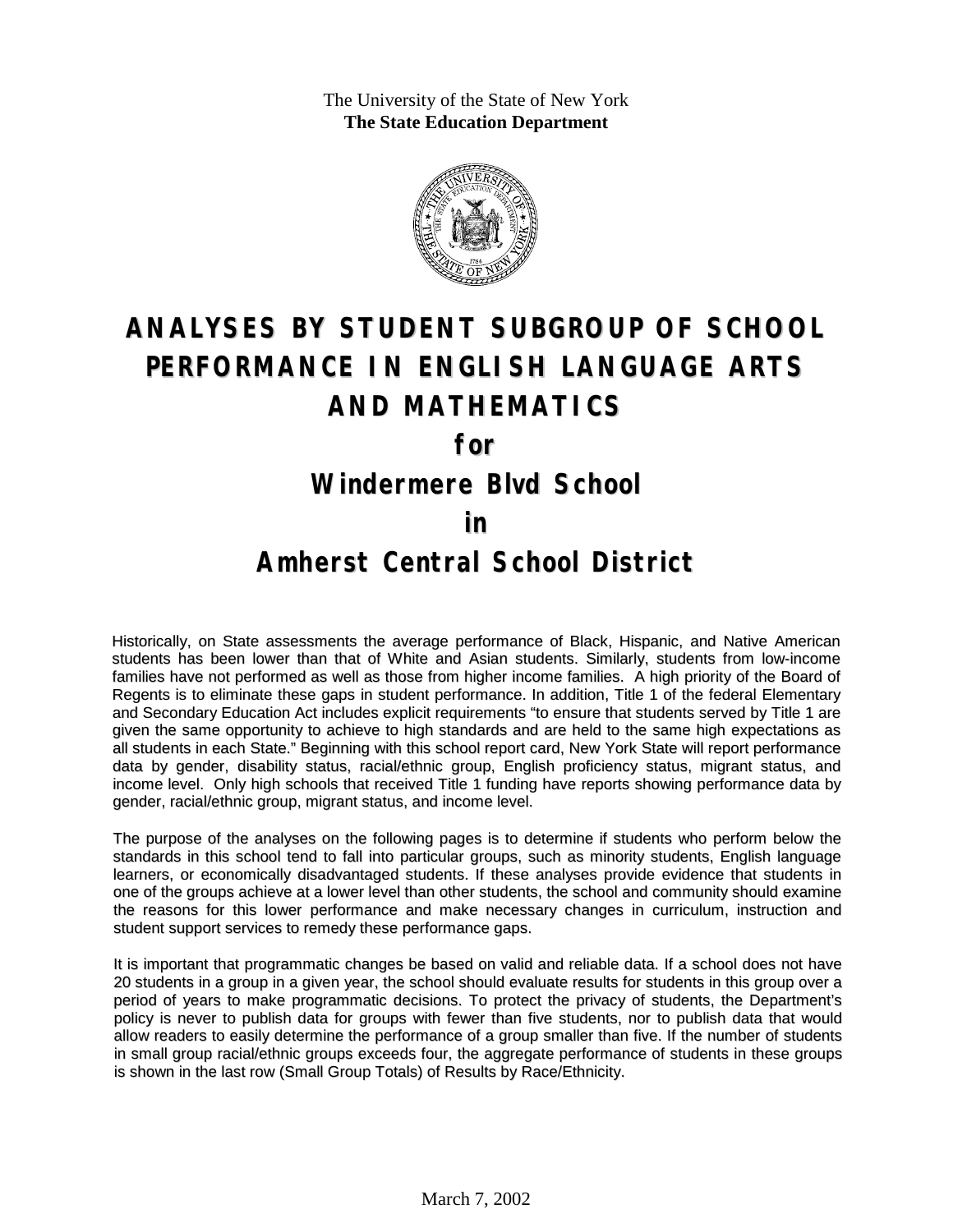The University of the State of New York
**The State Education Department**

# ANALYSES BY STUDENT SUBGROUP OF SCHOOL PERFORMANCE IN ENGLISH LANGUAGE ARTS AND MATHEMATICS

# for

# Windermere Blvd School

# in

# Amherst Central School District

Historically, on State assessments the average performance of Black, Hispanic, and Native American students has been lower than that of White and Asian students. Similarly, students from low-income families have not performed as well as those from higher income families. A high priority of the Board of Regents is to eliminate these gaps in student performance. In addition, Title 1 of the federal Elementary and Secondary Education Act includes explicit requirements "to ensure that students served by Title 1 are given the same opportunity to achieve to high standards and are held to the same high expectations as all students in each State." Beginning with this school report card, New York State will report performance data by gender, disability status, racial/ethnic group, English proficiency status, migrant status, and income level. Only high schools that received Title 1 funding have reports showing performance data by gender, racial/ethnic group, migrant status, and income level.

The purpose of the analyses on the following pages is to determine if students who perform below the standards in this school tend to fall into particular groups, such as minority students, English language learners, or economically disadvantaged students. If these analyses provide evidence that students in one of the groups achieve at a lower level than other students, the school and community should examine the reasons for this lower performance and make necessary changes in curriculum, instruction and student support services to remedy these performance gaps.

It is important that programmatic changes be based on valid and reliable data. If a school does not have 20 students in a group in a given year, the school should evaluate results for students in this group over a period of years to make programmatic decisions. To protect the privacy of students, the Department's policy is never to publish data for groups with fewer than five students, nor to publish data that would allow readers to easily determine the performance of a group smaller than five. If the number of students in small group racial/ethnic groups exceeds four, the aggregate performance of students in these groups is shown in the last row (Small Group Totals) of Results by Race/Ethnicity.

March 7, 2002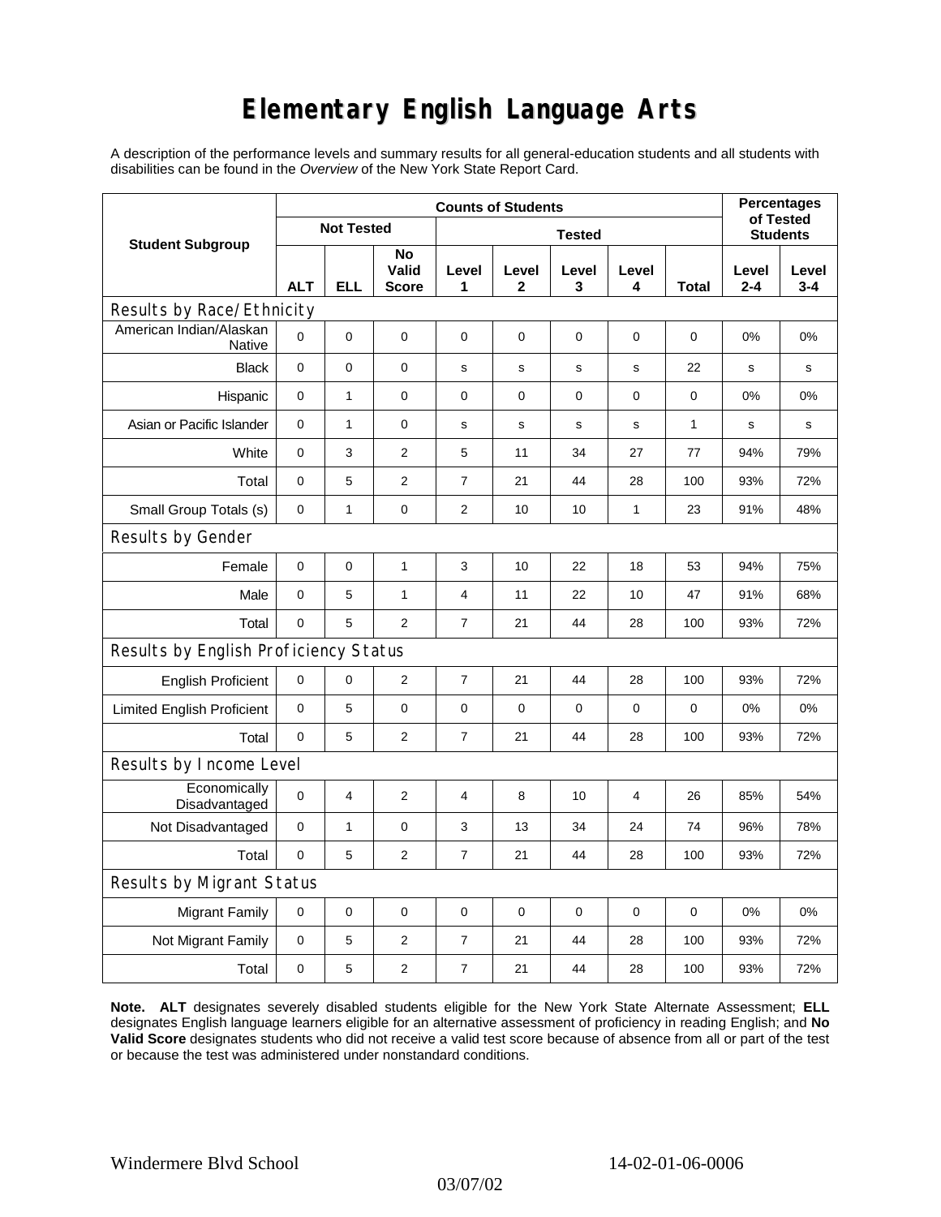# Elementary English Language Arts

A description of the performance levels and summary results for all general-education students and all students with disabilities can be found in the *Overview* of the New York State Report Card.

| Student Subgroup | Counts of Students | | | | | | | | Percentages of Tested Students | |
|---|---|---|---|---|---|---|---|---|---|---|
| | Not Tested | | | Tested | | | | | | |
| | ALT | ELL | No Valid Score | Level 1 | Level 2 | Level 3 | Level 4 | Total | Level 2-4 | Level 3-4 |
| **Results by Race/Ethnicity** | | | | | | | | | | |
| American Indian/Alaskan Native | 0 | 0 | 0 | 0 | 0 | 0 | 0 | 0 | 0% | 0% |
| Black | 0 | 0 | 0 | s | s | s | s | 22 | s | s |
| Hispanic | 0 | 1 | 0 | 0 | 0 | 0 | 0 | 0 | 0% | 0% |
| Asian or Pacific Islander | 0 | 1 | 0 | s | s | s | s | 1 | s | s |
| White | 0 | 3 | 2 | 5 | 11 | 34 | 27 | 77 | 94% | 79% |
| Total | 0 | 5 | 2 | 7 | 21 | 44 | 28 | 100 | 93% | 72% |
| Small Group Totals (s) | 0 | 1 | 0 | 2 | 10 | 10 | 1 | 23 | 91% | 48% |
| **Results by Gender** | | | | | | | | | | |
| Female | 0 | 0 | 1 | 3 | 10 | 22 | 18 | 53 | 94% | 75% |
| Male | 0 | 5 | 1 | 4 | 11 | 22 | 10 | 47 | 91% | 68% |
| Total | 0 | 5 | 2 | 7 | 21 | 44 | 28 | 100 | 93% | 72% |
| **Results by English Proficiency Status** | | | | | | | | | | |
| English Proficient | 0 | 0 | 2 | 7 | 21 | 44 | 28 | 100 | 93% | 72% |
| Limited English Proficient | 0 | 5 | 0 | 0 | 0 | 0 | 0 | 0 | 0% | 0% |
| Total | 0 | 5 | 2 | 7 | 21 | 44 | 28 | 100 | 93% | 72% |
| **Results by Income Level** | | | | | | | | | | |
| Economically Disadvantaged | 0 | 4 | 2 | 4 | 8 | 10 | 4 | 26 | 85% | 54% |
| Not Disadvantaged | 0 | 1 | 0 | 3 | 13 | 34 | 24 | 74 | 96% | 78% |
| Total | 0 | 5 | 2 | 7 | 21 | 44 | 28 | 100 | 93% | 72% |
| **Results by Migrant Status** | | | | | | | | | | |
| Migrant Family | 0 | 0 | 0 | 0 | 0 | 0 | 0 | 0 | 0% | 0% |
| Not Migrant Family | 0 | 5 | 2 | 7 | 21 | 44 | 28 | 100 | 93% | 72% |
| Total | 0 | 5 | 2 | 7 | 21 | 44 | 28 | 100 | 93% | 72% |

**Note. ALT** designates severely disabled students eligible for the New York State Alternate Assessment; **ELL** designates English language learners eligible for an alternative assessment of proficiency in reading English; and **No Valid Score** designates students who did not receive a valid test score because of absence from all or part of the test or because the test was administered under nonstandard conditions.

Windermere Blvd School 14-02-01-06-0006

03/07/02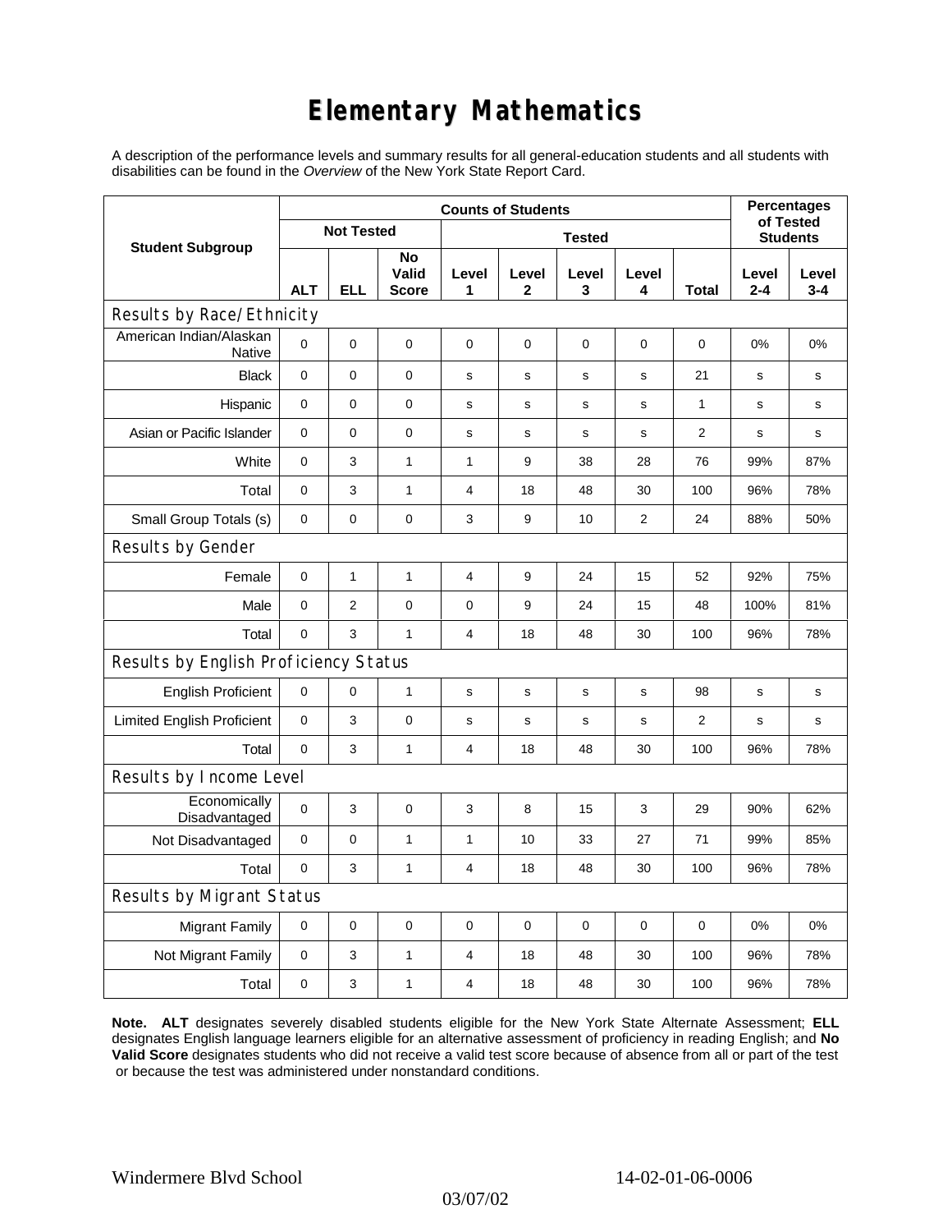# Elementary Mathematics

A description of the performance levels and summary results for all general-education students and all students with disabilities can be found in the *Overview* of the New York State Report Card.

| Student Subgroup | Counts of Students | | | | | | | | Percentages of Tested Students | |
|---|---|---|---|---|---|---|---|---|---|---|
| | Not Tested | | | Tested | | | | | | |
| | ALT | ELL | No Valid Score | Level 1 | Level 2 | Level 3 | Level 4 | Total | Level 2-4 | Level 3-4 |
| **Results by Race/Ethnicity** | | | | | | | | | | |
| American Indian/Alaskan Native | 0 | 0 | 0 | 0 | 0 | 0 | 0 | 0 | 0% | 0% |
| Black | 0 | 0 | 0 | s | s | s | s | 21 | s | s |
| Hispanic | 0 | 0 | 0 | s | s | s | s | 1 | s | s |
| Asian or Pacific Islander | 0 | 0 | 0 | s | s | s | s | 2 | s | s |
| White | 0 | 3 | 1 | 1 | 9 | 38 | 28 | 76 | 99% | 87% |
| Total | 0 | 3 | 1 | 4 | 18 | 48 | 30 | 100 | 96% | 78% |
| Small Group Totals (s) | 0 | 0 | 0 | 3 | 9 | 10 | 2 | 24 | 88% | 50% |
| **Results by Gender** | | | | | | | | | | |
| Female | 0 | 1 | 1 | 4 | 9 | 24 | 15 | 52 | 92% | 75% |
| Male | 0 | 2 | 0 | 0 | 9 | 24 | 15 | 48 | 100% | 81% |
| Total | 0 | 3 | 1 | 4 | 18 | 48 | 30 | 100 | 96% | 78% |
| **Results by English Proficiency Status** | | | | | | | | | | |
| English Proficient | 0 | 0 | 1 | s | s | s | s | 98 | s | s |
| Limited English Proficient | 0 | 3 | 0 | s | s | s | s | 2 | s | s |
| Total | 0 | 3 | 1 | 4 | 18 | 48 | 30 | 100 | 96% | 78% |
| **Results by Income Level** | | | | | | | | | | |
| Economically Disadvantaged | 0 | 3 | 0 | 3 | 8 | 15 | 3 | 29 | 90% | 62% |
| Not Disadvantaged | 0 | 0 | 1 | 1 | 10 | 33 | 27 | 71 | 99% | 85% |
| Total | 0 | 3 | 1 | 4 | 18 | 48 | 30 | 100 | 96% | 78% |
| **Results by Migrant Status** | | | | | | | | | | |
| Migrant Family | 0 | 0 | 0 | 0 | 0 | 0 | 0 | 0 | 0% | 0% |
| Not Migrant Family | 0 | 3 | 1 | 4 | 18 | 48 | 30 | 100 | 96% | 78% |
| Total | 0 | 3 | 1 | 4 | 18 | 48 | 30 | 100 | 96% | 78% |

**Note. ALT** designates severely disabled students eligible for the New York State Alternate Assessment; **ELL** designates English language learners eligible for an alternative assessment of proficiency in reading English; and **No Valid Score** designates students who did not receive a valid test score because of absence from all or part of the test or because the test was administered under nonstandard conditions.

Windermere Blvd School 14-02-01-06-0006

03/07/02